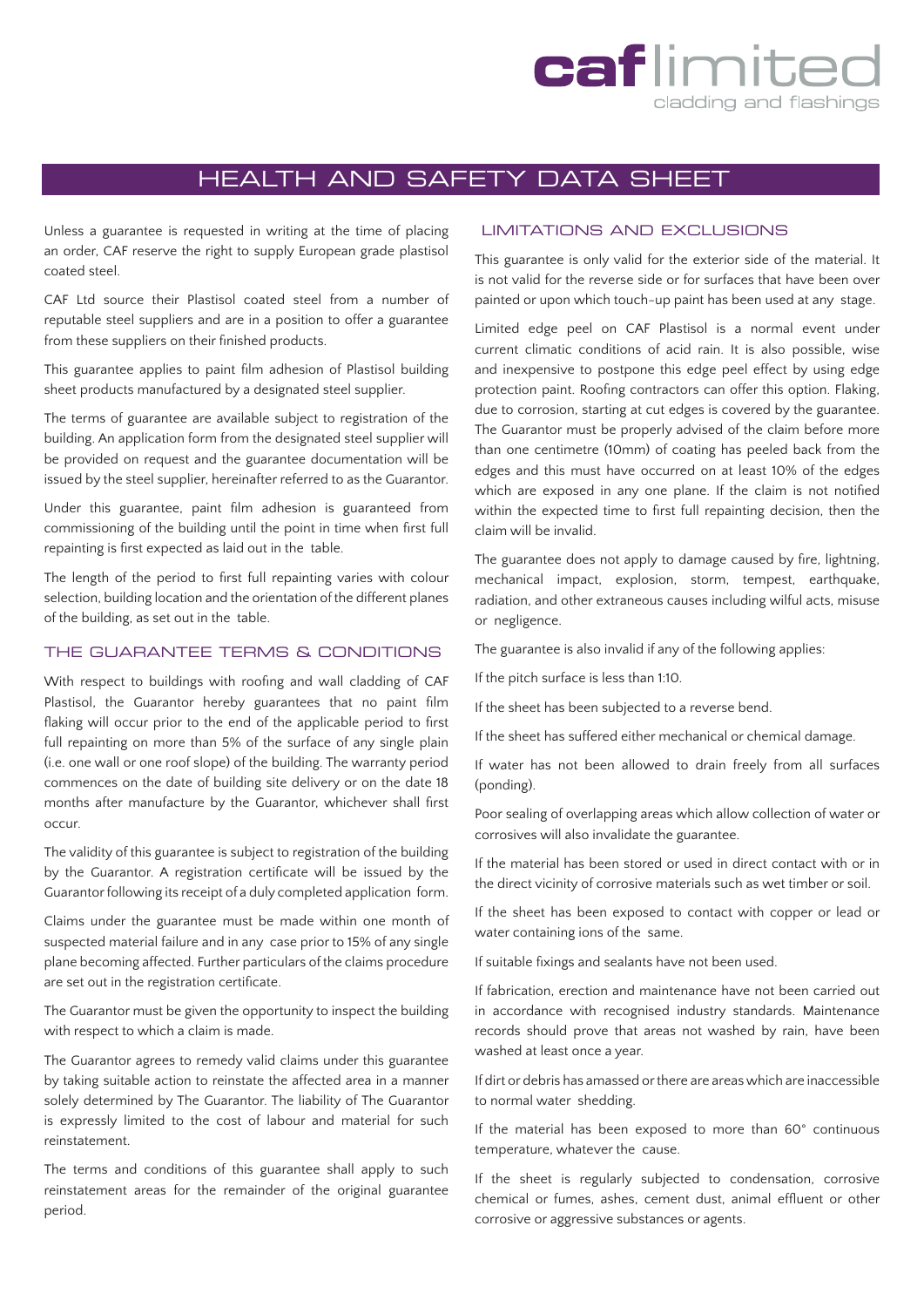caf limited
cladding and flashings

# HEALTH AND SAFETY DATA SHEET

Unless a guarantee is requested in writing at the time of placing an order, CAF reserve the right to supply European grade plastisol coated steel.

CAF Ltd source their Plastisol coated steel from a number of reputable steel suppliers and are in a position to offer a guarantee from these suppliers on their finished products.

This guarantee applies to paint film adhesion of Plastisol building sheet products manufactured by a designated steel supplier.

The terms of guarantee are available subject to registration of the building. An application form from the designated steel supplier will be provided on request and the guarantee documentation will be issued by the steel supplier, hereinafter referred to as the Guarantor.

Under this guarantee, paint film adhesion is guaranteed from commissioning of the building until the point in time when first full repainting is first expected as laid out in the table.

The length of the period to first full repainting varies with colour selection, building location and the orientation of the different planes of the building, as set out in the table.

## THE GUARANTEE TERMS & CONDITIONS

With respect to buildings with roofing and wall cladding of CAF Plastisol, the Guarantor hereby guarantees that no paint film flaking will occur prior to the end of the applicable period to first full repainting on more than 5% of the surface of any single plain (i.e. one wall or one roof slope) of the building. The warranty period commences on the date of building site delivery or on the date 18 months after manufacture by the Guarantor, whichever shall first occur.

The validity of this guarantee is subject to registration of the building by the Guarantor. A registration certificate will be issued by the Guarantor following its receipt of a duly completed application form.

Claims under the guarantee must be made within one month of suspected material failure and in any case prior to 15% of any single plane becoming affected. Further particulars of the claims procedure are set out in the registration certificate.

The Guarantor must be given the opportunity to inspect the building with respect to which a claim is made.

The Guarantor agrees to remedy valid claims under this guarantee by taking suitable action to reinstate the affected area in a manner solely determined by The Guarantor. The liability of The Guarantor is expressly limited to the cost of labour and material for such reinstatement.

The terms and conditions of this guarantee shall apply to such reinstatement areas for the remainder of the original guarantee period.

## LIMITATIONS AND EXCLUSIONS

This guarantee is only valid for the exterior side of the material. It is not valid for the reverse side or for surfaces that have been over painted or upon which touch-up paint has been used at any stage.

Limited edge peel on CAF Plastisol is a normal event under current climatic conditions of acid rain. It is also possible, wise and inexpensive to postpone this edge peel effect by using edge protection paint. Roofing contractors can offer this option. Flaking, due to corrosion, starting at cut edges is covered by the guarantee. The Guarantor must be properly advised of the claim before more than one centimetre (10mm) of coating has peeled back from the edges and this must have occurred on at least 10% of the edges which are exposed in any one plane. If the claim is not notified within the expected time to first full repainting decision, then the claim will be invalid.

The guarantee does not apply to damage caused by fire, lightning, mechanical impact, explosion, storm, tempest, earthquake, radiation, and other extraneous causes including wilful acts, misuse or negligence.

The guarantee is also invalid if any of the following applies:

If the pitch surface is less than 1:10.

If the sheet has been subjected to a reverse bend.

If the sheet has suffered either mechanical or chemical damage.

If water has not been allowed to drain freely from all surfaces (ponding).

Poor sealing of overlapping areas which allow collection of water or corrosives will also invalidate the guarantee.

If the material has been stored or used in direct contact with or in the direct vicinity of corrosive materials such as wet timber or soil.

If the sheet has been exposed to contact with copper or lead or water containing ions of the same.

If suitable fixings and sealants have not been used.

If fabrication, erection and maintenance have not been carried out in accordance with recognised industry standards. Maintenance records should prove that areas not washed by rain, have been washed at least once a year.

If dirt or debris has amassed or there are areas which are inaccessible to normal water shedding.

If the material has been exposed to more than 60° continuous temperature, whatever the cause.

If the sheet is regularly subjected to condensation, corrosive chemical or fumes, ashes, cement dust, animal effluent or other corrosive or aggressive substances or agents.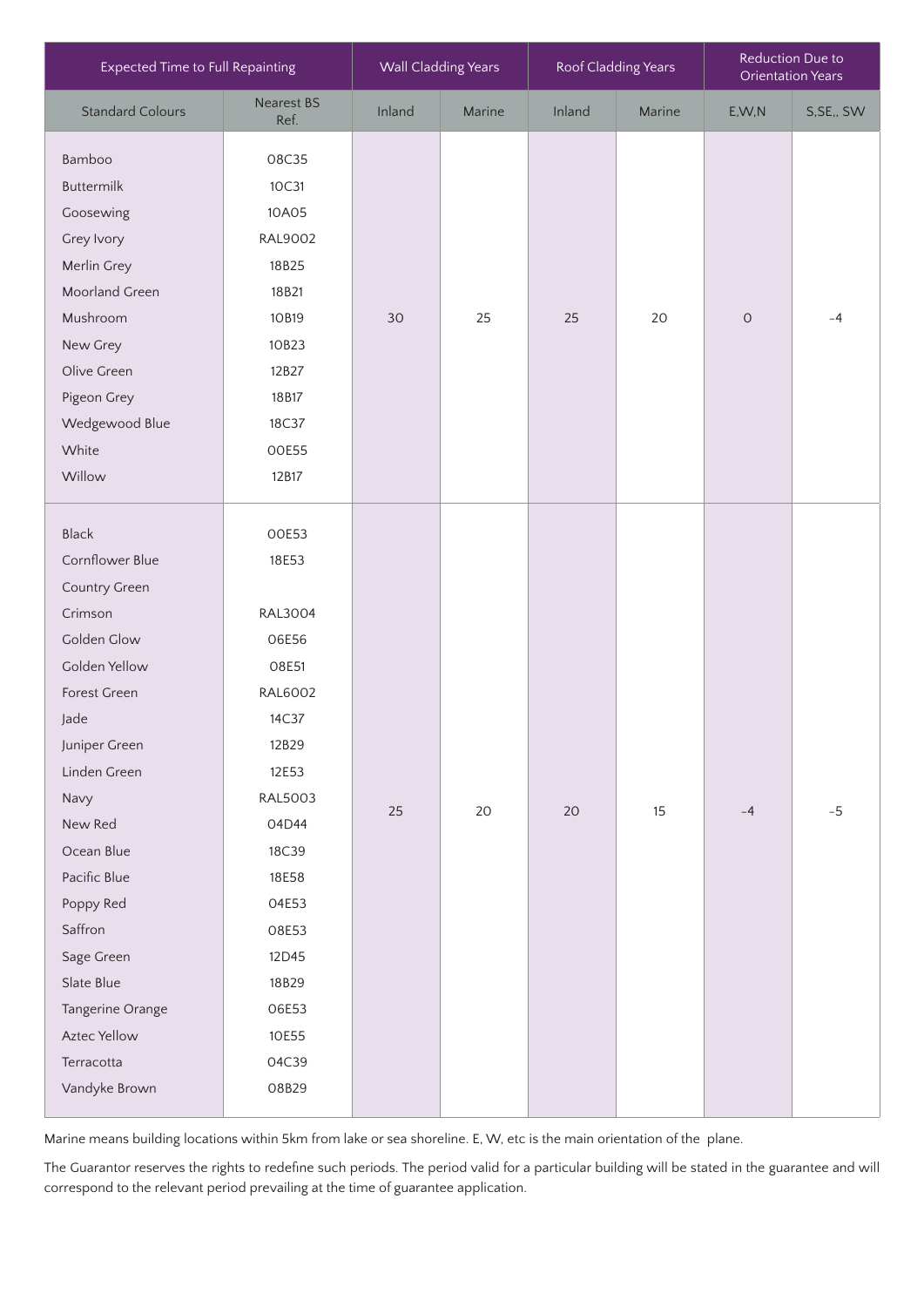| Expected Time to Full Repainting | | Wall Cladding Years | | Roof Cladding Years | | Reduction Due to Orientation Years | |
|---|---|---|---|---|---|---|---|
| Standard Colours | Nearest BS Ref. | Inland | Marine | Inland | Marine | E,W,N | S,SE,, SW |
| Bamboo | 08C35 | 30 | 25 | 25 | 20 | 0 | -4 |
| Buttermilk | 10C31 | | | | | | |
| Goosewing | 10A05 | | | | | | |
| Grey Ivory | RAL9002 | | | | | | |
| Merlin Grey | 18B25 | | | | | | |
| Moorland Green | 18B21 | | | | | | |
| Mushroom | 10B19 | | | | | | |
| New Grey | 10B23 | | | | | | |
| Olive Green | 12B27 | | | | | | |
| Pigeon Grey | 18B17 | | | | | | |
| Wedgewood Blue | 18C37 | | | | | | |
| White | 00E55 | | | | | | |
| Willow | 12B17 | | | | | | |
| Black | 00E53 | 25 | 20 | 20 | 15 | -4 | -5 |
| Cornflower Blue | 18E53 | | | | | | |
| Country Green | | | | | | | |
| Crimson | RAL3004 | | | | | | |
| Golden Glow | 06E56 | | | | | | |
| Golden Yellow | 08E51 | | | | | | |
| Forest Green | RAL6002 | | | | | | |
| Jade | 14C37 | | | | | | |
| Juniper Green | 12B29 | | | | | | |
| Linden Green | 12E53 | | | | | | |
| Navy | RAL5003 | | | | | | |
| New Red | 04D44 | | | | | | |
| Ocean Blue | 18C39 | | | | | | |
| Pacific Blue | 18E58 | | | | | | |
| Poppy Red | 04E53 | | | | | | |
| Saffron | 08E53 | | | | | | |
| Sage Green | 12D45 | | | | | | |
| Slate Blue | 18B29 | | | | | | |
| Tangerine Orange | 06E53 | | | | | | |
| Aztec Yellow | 10E55 | | | | | | |
| Terracotta | 04C39 | | | | | | |
| Vandyke Brown | 08B29 | | | | | | |

Marine means building locations within 5km from lake or sea shoreline. E, W, etc is the main orientation of the plane.

The Guarantor reserves the rights to redefine such periods. The period valid for a particular building will be stated in the guarantee and will correspond to the relevant period prevailing at the time of guarantee application.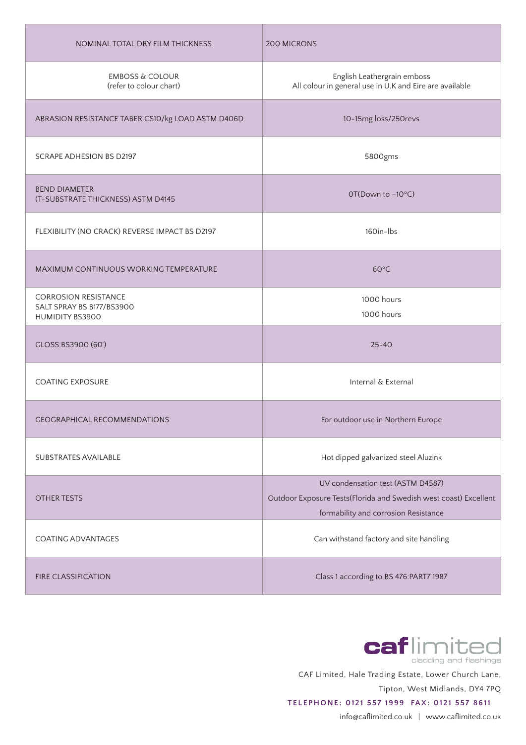| | |
|---|---|
| NOMINAL TOTAL DRY FILM THICKNESS | 200 MICRONS |
| EMBOSS & COLOUR (refer to colour chart) | English Leathergrain emboss All colour in general use in U.K and Eire are available |
| ABRASION RESISTANCE TABER CS10/kg LOAD ASTM D406D | 10-15mg loss/250revs |
| SCRAPE ADHESION BS D2197 | 5800gms |
| BEND DIAMETER (T-SUBSTRATE THICKNESS) ASTM D4145 | 0T(Down to -10°C) |
| FLEXIBILITY (NO CRACK) REVERSE IMPACT BS D2197 | 160in-lbs |
| MAXIMUM CONTINUOUS WORKING TEMPERATURE | 60°C |
| CORROSION RESISTANCE SALT SPRAY BS B177/BS3900 HUMIDITY BS3900 | 1000 hours 1000 hours |
| GLOSS BS3900 (60°) | 25-40 |
| COATING EXPOSURE | Internal & External |
| GEOGRAPHICAL RECOMMENDATIONS | For outdoor use in Northern Europe |
| SUBSTRATES AVAILABLE | Hot dipped galvanized steel Aluzink |
| OTHER TESTS | UV condensation test (ASTM D4587) Outdoor Exposure Tests(Florida and Swedish west coast) Excellent formability and corrosion Resistance |
| COATING ADVANTAGES | Can withstand factory and site handling |
| FIRE CLASSIFICATION | Class 1 according to BS 476:PART7 1987 |

**caf**limited
cladding and flashings

CAF Limited, Hale Trading Estate, Lower Church Lane,
Tipton, West Midlands, DY4 7PQ

**TELEPHONE: 0121 557 1999 FAX: 0121 557 8611**

info@caflimited.co.uk | www.caflimited.co.uk